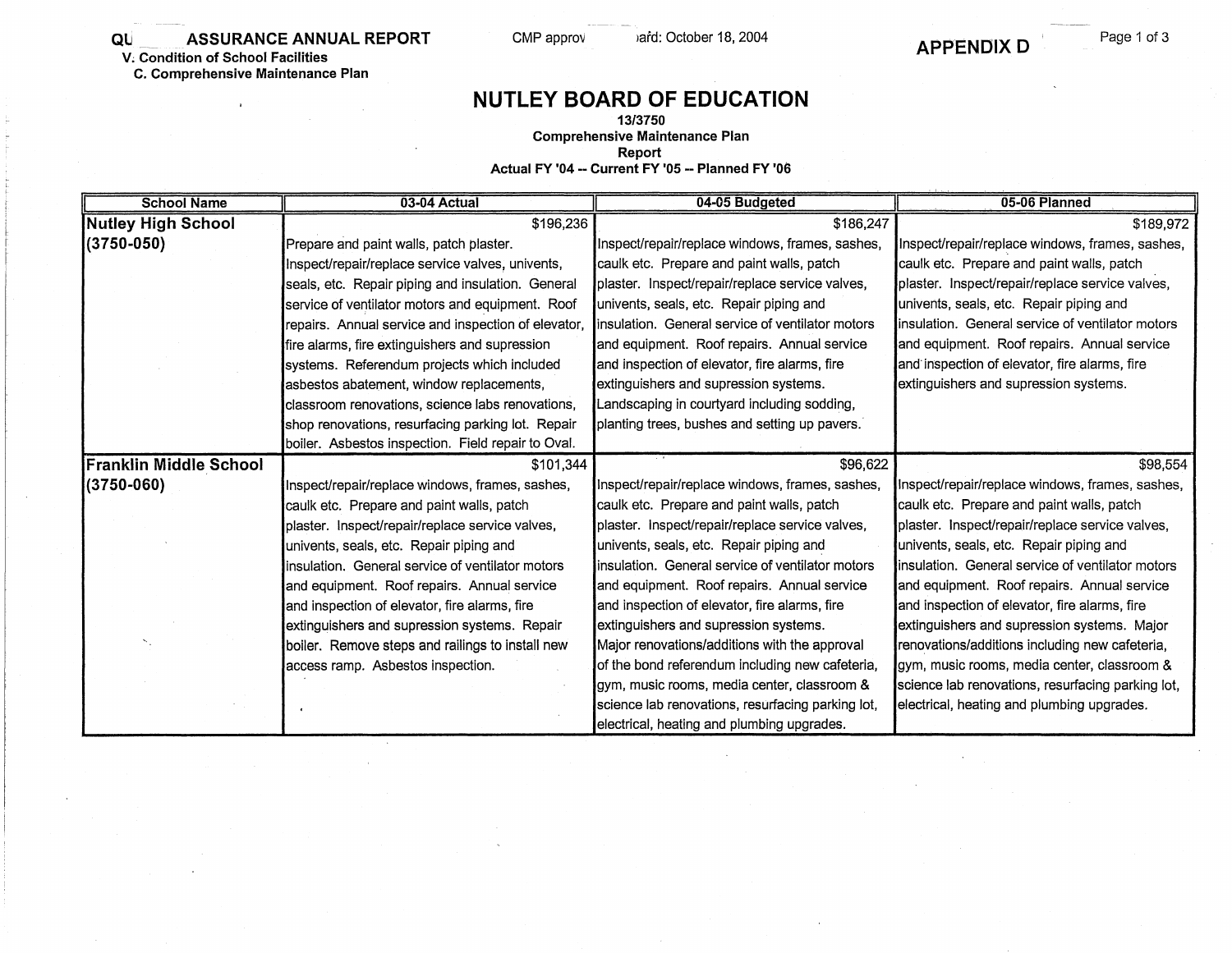QU ASSURANCE ANNUAL REPORT
V. Condition of School Facilities
C. Comprehensive Maintenance Plan

CMP approv ard: October 18, 2004

**APPENDIX D**

# NUTLEY BOARD OF EDUCATION

**13/3750**
**Comprehensive Maintenance Plan**
**Report**
**Actual FY '04 -- Current FY '05 -- Planned FY '06**

| School Name | 03-04 Actual | 04-05 Budgeted | 05-06 Planned |
|---|---|---|---|
| **Nutley High School (3750-050)** | $196,236<br>Prepare and paint walls, patch plaster. Inspect/repair/replace service valves, univents, seals, etc. Repair piping and insulation. General service of ventilator motors and equipment. Roof repairs. Annual service and inspection of elevator, fire alarms, fire extinguishers and supression systems. Referendum projects which included asbestos abatement, window replacements, classroom renovations, science labs renovations, shop renovations, resurfacing parking lot. Repair boiler. Asbestos inspection. Field repair to Oval. | $186,247<br>Inspect/repair/replace windows, frames, sashes, caulk etc. Prepare and paint walls, patch plaster. Inspect/repair/replace service valves, univents, seals, etc. Repair piping and insulation. General service of ventilator motors and equipment. Roof repairs. Annual service and inspection of elevator, fire alarms, fire extinguishers and supression systems. Landscaping in courtyard including sodding, planting trees, bushes and setting up pavers. | $189,972<br>Inspect/repair/replace windows, frames, sashes, caulk etc. Prepare and paint walls, patch plaster. Inspect/repair/replace service valves, univents, seals, etc. Repair piping and insulation. General service of ventilator motors and equipment. Roof repairs. Annual service and inspection of elevator, fire alarms, fire extinguishers and supression systems. |
| **Franklin Middle School (3750-060)** | $101,344<br>Inspect/repair/replace windows, frames, sashes, caulk etc. Prepare and paint walls, patch plaster. Inspect/repair/replace service valves, univents, seals, etc. Repair piping and insulation. General service of ventilator motors and equipment. Roof repairs. Annual service and inspection of elevator, fire alarms, fire extinguishers and supression systems. Repair boiler. Remove steps and railings to install new access ramp. Asbestos inspection. | $96,622<br>Inspect/repair/replace windows, frames, sashes, caulk etc. Prepare and paint walls, patch plaster. Inspect/repair/replace service valves, univents, seals, etc. Repair piping and insulation. General service of ventilator motors and equipment. Roof repairs. Annual service and inspection of elevator, fire alarms, fire extinguishers and supression systems. Major renovations/additions with the approval of the bond referendum including new cafeteria, gym, music rooms, media center, classroom & science lab renovations, resurfacing parking lot, electrical, heating and plumbing upgrades. | $98,554<br>Inspect/repair/replace windows, frames, sashes, caulk etc. Prepare and paint walls, patch plaster. Inspect/repair/replace service valves, univents, seals, etc. Repair piping and insulation. General service of ventilator motors and equipment. Roof repairs. Annual service and inspection of elevator, fire alarms, fire extinguishers and supression systems. Major renovations/additions including new cafeteria, gym, music rooms, media center, classroom & science lab renovations, resurfacing parking lot, electrical, heating and plumbing upgrades. |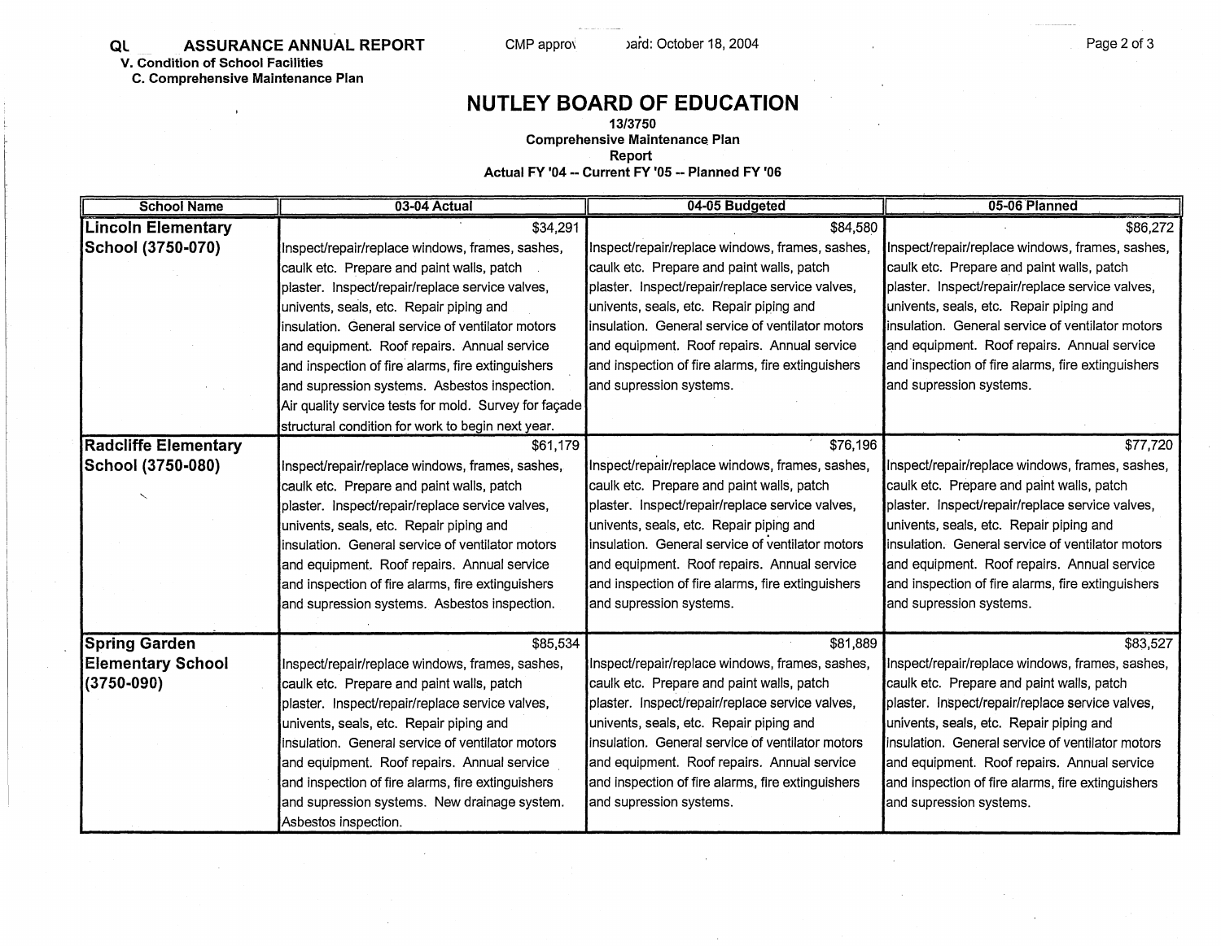QL ASSURANCE ANNUAL REPORT CMP approv ard: October 18, 2004

V. Condition of School Facilities
C. Comprehensive Maintenance Plan

# NUTLEY BOARD OF EDUCATION

**13/3750**
**Comprehensive Maintenance Plan**
**Report**
**Actual FY '04 -- Current FY '05 -- Planned FY '06**

| School Name | 03-04 Actual | 04-05 Budgeted | 05-06 Planned |
|---|---|---|---|
| **Lincoln Elementary School (3750-070)** | $34,291<br>Inspect/repair/replace windows, frames, sashes, caulk etc. Prepare and paint walls, patch plaster. Inspect/repair/replace service valves, univents, seals, etc. Repair piping and insulation. General service of ventilator motors and equipment. Roof repairs. Annual service and inspection of fire alarms, fire extinguishers and supression systems. Asbestos inspection. Air quality service tests for mold. Survey for façade structural condition for work to begin next year. | $84,580<br>Inspect/repair/replace windows, frames, sashes, caulk etc. Prepare and paint walls, patch plaster. Inspect/repair/replace service valves, univents, seals, etc. Repair piping and insulation. General service of ventilator motors and equipment. Roof repairs. Annual service and inspection of fire alarms, fire extinguishers and supression systems. | $86,272<br>Inspect/repair/replace windows, frames, sashes, caulk etc. Prepare and paint walls, patch plaster. Inspect/repair/replace service valves, univents, seals, etc. Repair piping and insulation. General service of ventilator motors and equipment. Roof repairs. Annual service and inspection of fire alarms, fire extinguishers and supression systems. |
| **Radcliffe Elementary School (3750-080)** | $61,179<br>Inspect/repair/replace windows, frames, sashes, caulk etc. Prepare and paint walls, patch plaster. Inspect/repair/replace service valves, univents, seals, etc. Repair piping and insulation. General service of ventilator motors and equipment. Roof repairs. Annual service and inspection of fire alarms, fire extinguishers and supression systems. Asbestos inspection. | $76,196<br>Inspect/repair/replace windows, frames, sashes, caulk etc. Prepare and paint walls, patch plaster. Inspect/repair/replace service valves, univents, seals, etc. Repair piping and insulation. General service of ventilator motors and equipment. Roof repairs. Annual service and inspection of fire alarms, fire extinguishers and supression systems. | $77,720<br>Inspect/repair/replace windows, frames, sashes, caulk etc. Prepare and paint walls, patch plaster. Inspect/repair/replace service valves, univents, seals, etc. Repair piping and insulation. General service of ventilator motors and equipment. Roof repairs. Annual service and inspection of fire alarms, fire extinguishers and supression systems. |
| **Spring Garden Elementary School (3750-090)** | $85,534<br>Inspect/repair/replace windows, frames, sashes, caulk etc. Prepare and paint walls, patch plaster. Inspect/repair/replace service valves, univents, seals, etc. Repair piping and insulation. General service of ventilator motors and equipment. Roof repairs. Annual service and inspection of fire alarms, fire extinguishers and supression systems. New drainage system. Asbestos inspection. | $81,889<br>Inspect/repair/replace windows, frames, sashes, caulk etc. Prepare and paint walls, patch plaster. Inspect/repair/replace service valves, univents, seals, etc. Repair piping and insulation. General service of ventilator motors and equipment. Roof repairs. Annual service and inspection of fire alarms, fire extinguishers and supression systems. | $83,527<br>Inspect/repair/replace windows, frames, sashes, caulk etc. Prepare and paint walls, patch plaster. Inspect/repair/replace service valves, univents, seals, etc. Repair piping and insulation. General service of ventilator motors and equipment. Roof repairs. Annual service and inspection of fire alarms, fire extinguishers and supression systems. |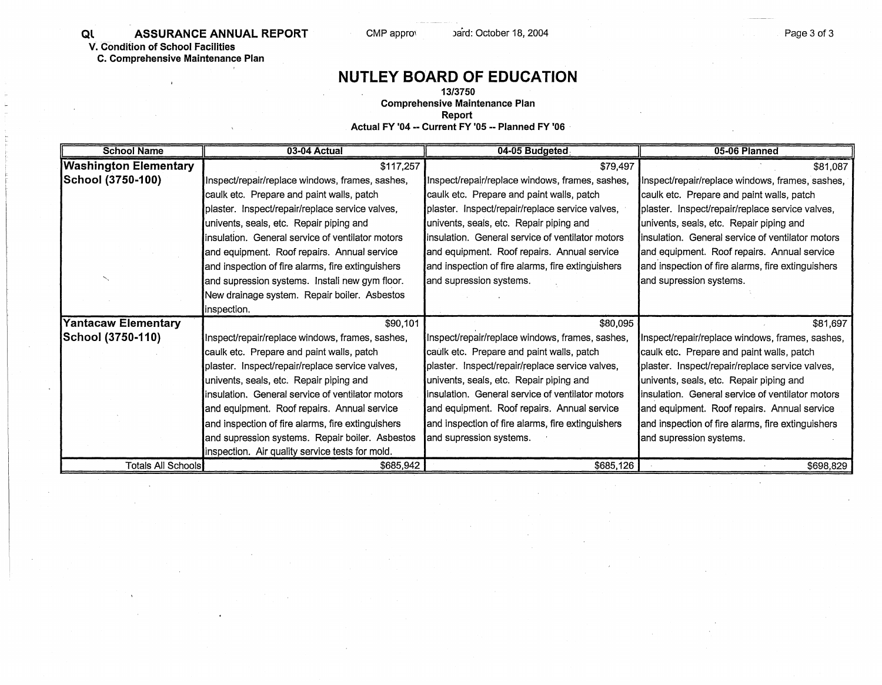**QUALITY ASSURANCE ANNUAL REPORT** CMP approved by Board: October 18, 2004

**V. Condition of School Facilities**

**C. Comprehensive Maintenance Plan**

# NUTLEY BOARD OF EDUCATION

**13/3750**

**Comprehensive Maintenance Plan**

**Report**

**Actual FY '04 -- Current FY '05 -- Planned FY '06**

| School Name | 03-04 Actual | 04-05 Budgeted | 05-06 Planned |
|---|---|---|---|
| **Washington Elementary School (3750-100)** | $117,257<br>Inspect/repair/replace windows, frames, sashes, caulk etc. Prepare and paint walls, patch plaster. Inspect/repair/replace service valves, univents, seals, etc. Repair piping and insulation. General service of ventilator motors and equipment. Roof repairs. Annual service and inspection of fire alarms, fire extinguishers and supression systems. Install new gym floor. New drainage system. Repair boiler. Asbestos inspection. | $79,497<br>Inspect/repair/replace windows, frames, sashes, caulk etc. Prepare and paint walls, patch plaster. Inspect/repair/replace service valves, univents, seals, etc. Repair piping and insulation. General service of ventilator motors and equipment. Roof repairs. Annual service and inspection of fire alarms, fire extinguishers and supression systems. | $81,087<br>Inspect/repair/replace windows, frames, sashes, caulk etc. Prepare and paint walls, patch plaster. Inspect/repair/replace service valves, univents, seals, etc. Repair piping and insulation. General service of ventilator motors and equipment. Roof repairs. Annual service and inspection of fire alarms, fire extinguishers and supression systems. |
| **Yantacaw Elementary School (3750-110)** | $90,101<br>Inspect/repair/replace windows, frames, sashes, caulk etc. Prepare and paint walls, patch plaster. Inspect/repair/replace service valves, univents, seals, etc. Repair piping and insulation. General service of ventilator motors and equipment. Roof repairs. Annual service and inspection of fire alarms, fire extinguishers and supression systems. Repair boiler. Asbestos inspection. Air quality service tests for mold. | $80,095<br>Inspect/repair/replace windows, frames, sashes, caulk etc. Prepare and paint walls, patch plaster. Inspect/repair/replace service valves, univents, seals, etc. Repair piping and insulation. General service of ventilator motors and equipment. Roof repairs. Annual service and inspection of fire alarms, fire extinguishers and supression systems. | $81,697<br>Inspect/repair/replace windows, frames, sashes, caulk etc. Prepare and paint walls, patch plaster. Inspect/repair/replace service valves, univents, seals, etc. Repair piping and insulation. General service of ventilator motors and equipment. Roof repairs. Annual service and inspection of fire alarms, fire extinguishers and supression systems. |
| Totals All Schools | $685,942 | $685,126 | $698,829 |